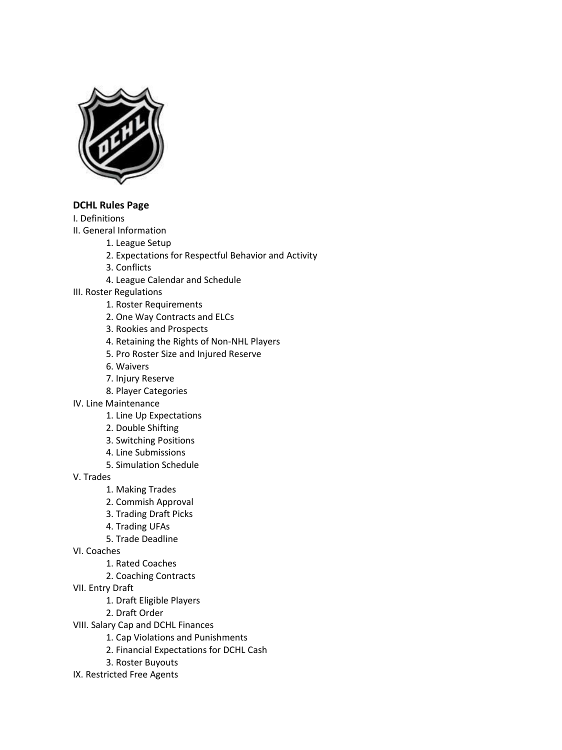**DCHL Rules Page**

I. Definitions

II. General Information

1. League Setup
2. Expectations for Respectful Behavior and Activity
3. Conflicts
4. League Calendar and Schedule

III. Roster Regulations

1. Roster Requirements
2. One Way Contracts and ELCs
3. Rookies and Prospects
4. Retaining the Rights of Non-NHL Players
5. Pro Roster Size and Injured Reserve
6. Waivers
7. Injury Reserve
8. Player Categories

IV. Line Maintenance

1. Line Up Expectations
2. Double Shifting
3. Switching Positions
4. Line Submissions
5. Simulation Schedule

V. Trades

1. Making Trades
2. Commish Approval
3. Trading Draft Picks
4. Trading UFAs
5. Trade Deadline

VI. Coaches

1. Rated Coaches
2. Coaching Contracts

VII. Entry Draft

1. Draft Eligible Players
2. Draft Order

VIII. Salary Cap and DCHL Finances

1. Cap Violations and Punishments
2. Financial Expectations for DCHL Cash
3. Roster Buyouts

IX. Restricted Free Agents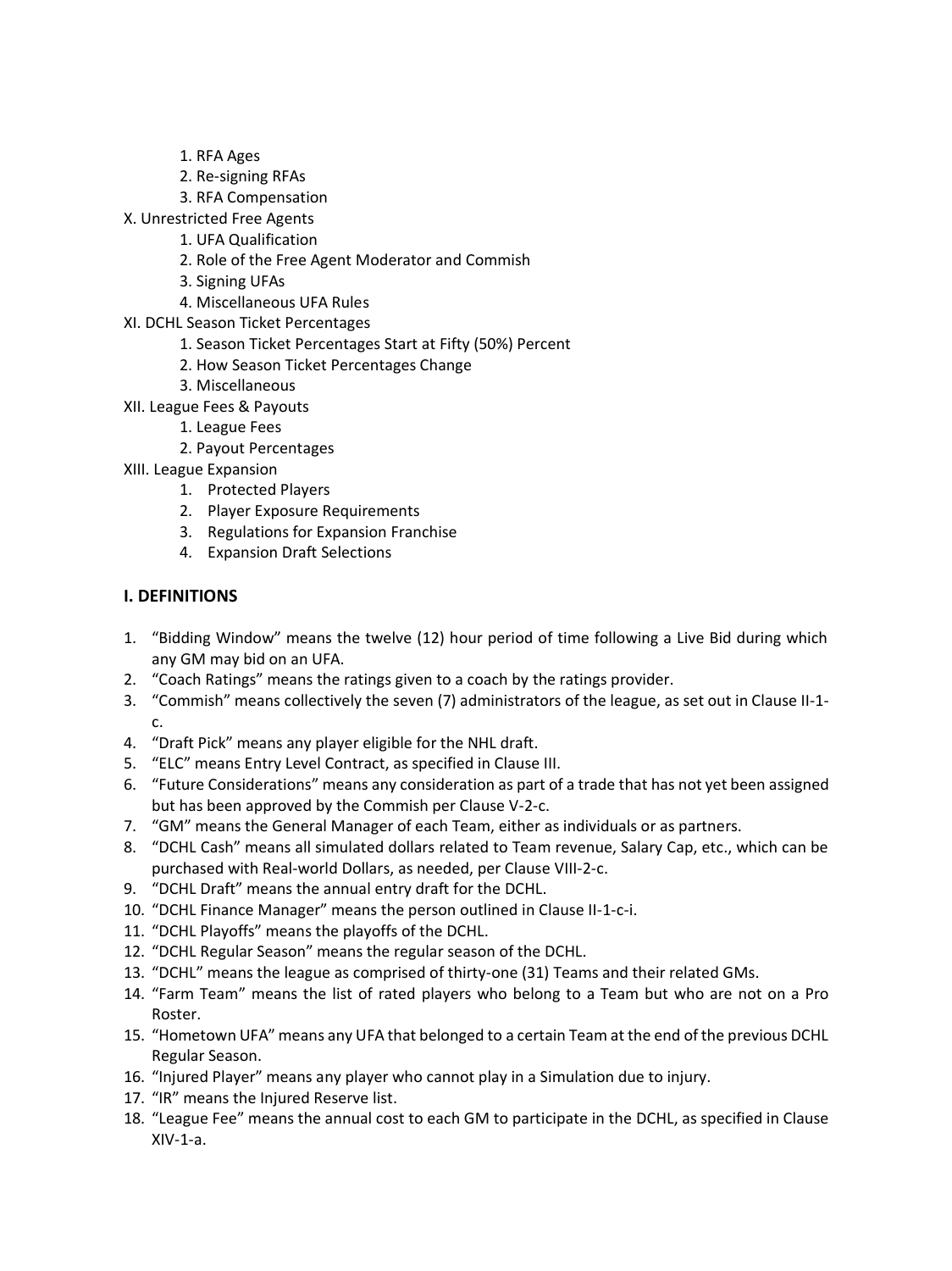1. RFA Ages
   2. Re-signing RFAs
   3. RFA Compensation

X. Unrestricted Free Agents
   1. UFA Qualification
   2. Role of the Free Agent Moderator and Commish
   3. Signing UFAs
   4. Miscellaneous UFA Rules

XI. DCHL Season Ticket Percentages
   1. Season Ticket Percentages Start at Fifty (50%) Percent
   2. How Season Ticket Percentages Change
   3. Miscellaneous

XII. League Fees & Payouts
   1. League Fees
   2. Payout Percentages

XIII. League Expansion
   1. Protected Players
   2. Player Exposure Requirements
   3. Regulations for Expansion Franchise
   4. Expansion Draft Selections

## I. DEFINITIONS

1. "Bidding Window" means the twelve (12) hour period of time following a Live Bid during which any GM may bid on an UFA.
2. "Coach Ratings" means the ratings given to a coach by the ratings provider.
3. "Commish" means collectively the seven (7) administrators of the league, as set out in Clause II-1-c.
4. "Draft Pick" means any player eligible for the NHL draft.
5. "ELC" means Entry Level Contract, as specified in Clause III.
6. "Future Considerations" means any consideration as part of a trade that has not yet been assigned but has been approved by the Commish per Clause V-2-c.
7. "GM" means the General Manager of each Team, either as individuals or as partners.
8. "DCHL Cash" means all simulated dollars related to Team revenue, Salary Cap, etc., which can be purchased with Real-world Dollars, as needed, per Clause VIII-2-c.
9. "DCHL Draft" means the annual entry draft for the DCHL.
10. "DCHL Finance Manager" means the person outlined in Clause II-1-c-i.
11. "DCHL Playoffs" means the playoffs of the DCHL.
12. "DCHL Regular Season" means the regular season of the DCHL.
13. "DCHL" means the league as comprised of thirty-one (31) Teams and their related GMs.
14. "Farm Team" means the list of rated players who belong to a Team but who are not on a Pro Roster.
15. "Hometown UFA" means any UFA that belonged to a certain Team at the end of the previous DCHL Regular Season.
16. "Injured Player" means any player who cannot play in a Simulation due to injury.
17. "IR" means the Injured Reserve list.
18. "League Fee" means the annual cost to each GM to participate in the DCHL, as specified in Clause XIV-1-a.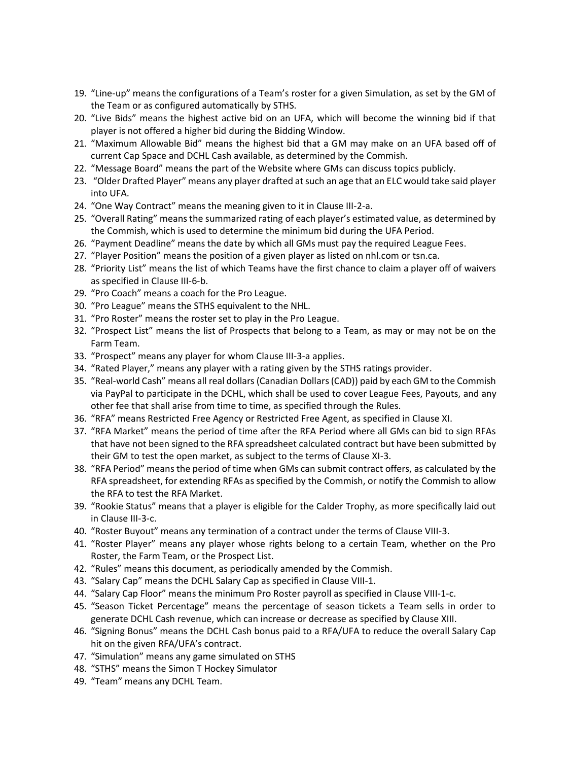19. “Line-up” means the configurations of a Team’s roster for a given Simulation, as set by the GM of the Team or as configured automatically by STHS.
20. “Live Bids” means the highest active bid on an UFA, which will become the winning bid if that player is not offered a higher bid during the Bidding Window.
21. “Maximum Allowable Bid” means the highest bid that a GM may make on an UFA based off of current Cap Space and DCHL Cash available, as determined by the Commish.
22. “Message Board” means the part of the Website where GMs can discuss topics publicly.
23. “Older Drafted Player” means any player drafted at such an age that an ELC would take said player into UFA.
24. “One Way Contract” means the meaning given to it in Clause III-2-a.
25. “Overall Rating” means the summarized rating of each player’s estimated value, as determined by the Commish, which is used to determine the minimum bid during the UFA Period.
26. “Payment Deadline” means the date by which all GMs must pay the required League Fees.
27. “Player Position” means the position of a given player as listed on nhl.com or tsn.ca.
28. “Priority List” means the list of which Teams have the first chance to claim a player off of waivers as specified in Clause III-6-b.
29. “Pro Coach” means a coach for the Pro League.
30. “Pro League” means the STHS equivalent to the NHL.
31. “Pro Roster” means the roster set to play in the Pro League.
32. “Prospect List” means the list of Prospects that belong to a Team, as may or may not be on the Farm Team.
33. “Prospect” means any player for whom Clause III-3-a applies.
34. “Rated Player,” means any player with a rating given by the STHS ratings provider.
35. “Real-world Cash” means all real dollars (Canadian Dollars (CAD)) paid by each GM to the Commish via PayPal to participate in the DCHL, which shall be used to cover League Fees, Payouts, and any other fee that shall arise from time to time, as specified through the Rules.
36. “RFA” means Restricted Free Agency or Restricted Free Agent, as specified in Clause XI.
37. “RFA Market” means the period of time after the RFA Period where all GMs can bid to sign RFAs that have not been signed to the RFA spreadsheet calculated contract but have been submitted by their GM to test the open market, as subject to the terms of Clause XI-3.
38. “RFA Period” means the period of time when GMs can submit contract offers, as calculated by the RFA spreadsheet, for extending RFAs as specified by the Commish, or notify the Commish to allow the RFA to test the RFA Market.
39. “Rookie Status” means that a player is eligible for the Calder Trophy, as more specifically laid out in Clause III-3-c.
40. “Roster Buyout” means any termination of a contract under the terms of Clause VIII-3.
41. “Roster Player” means any player whose rights belong to a certain Team, whether on the Pro Roster, the Farm Team, or the Prospect List.
42. “Rules” means this document, as periodically amended by the Commish.
43. “Salary Cap” means the DCHL Salary Cap as specified in Clause VIII-1.
44. “Salary Cap Floor” means the minimum Pro Roster payroll as specified in Clause VIII-1-c.
45. “Season Ticket Percentage” means the percentage of season tickets a Team sells in order to generate DCHL Cash revenue, which can increase or decrease as specified by Clause XIII.
46. “Signing Bonus” means the DCHL Cash bonus paid to a RFA/UFA to reduce the overall Salary Cap hit on the given RFA/UFA’s contract.
47. “Simulation” means any game simulated on STHS
48. “STHS” means the Simon T Hockey Simulator
49. “Team” means any DCHL Team.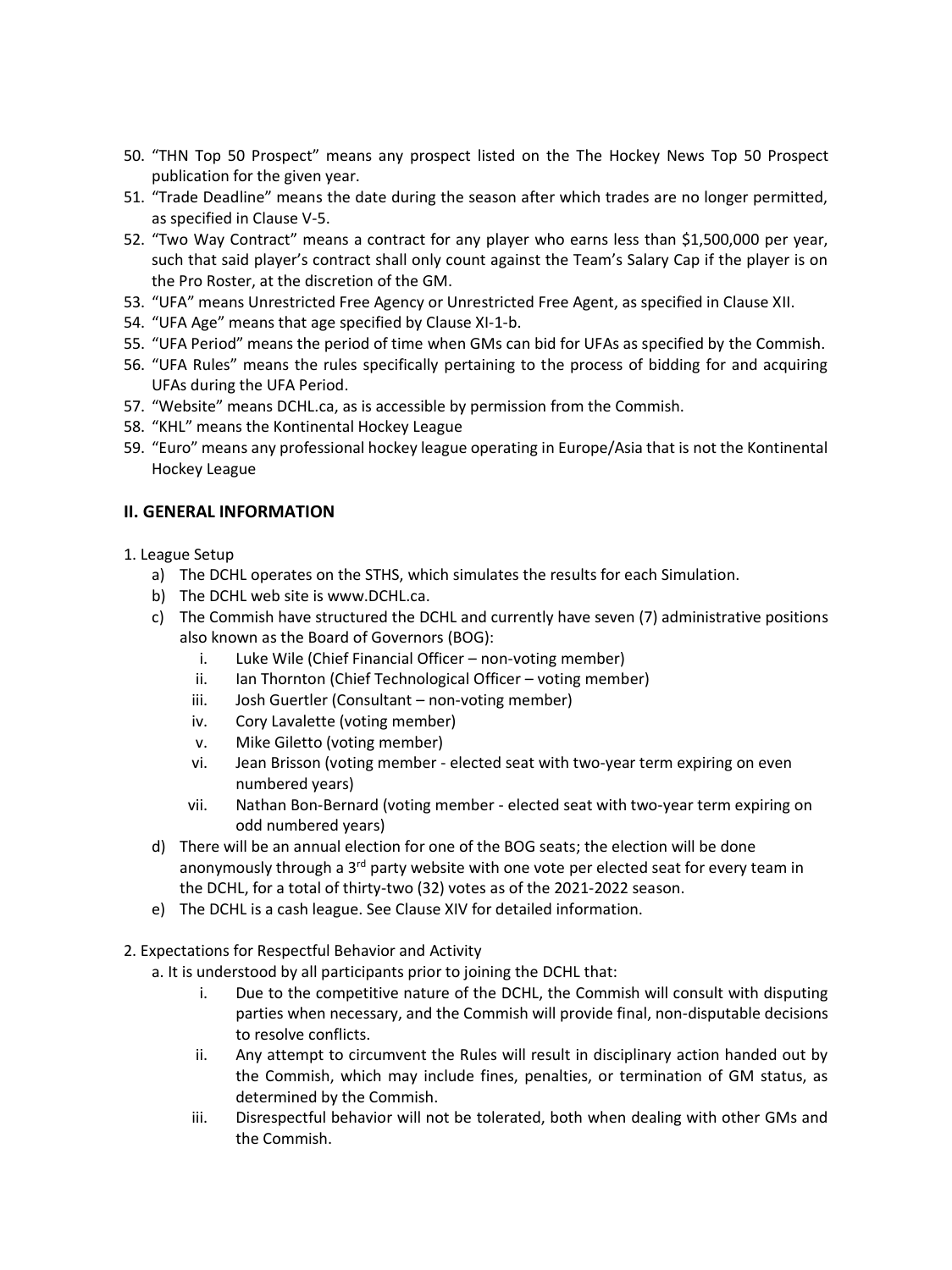50. "THN Top 50 Prospect" means any prospect listed on the The Hockey News Top 50 Prospect publication for the given year.
51. "Trade Deadline" means the date during the season after which trades are no longer permitted, as specified in Clause V-5.
52. "Two Way Contract" means a contract for any player who earns less than $1,500,000 per year, such that said player's contract shall only count against the Team's Salary Cap if the player is on the Pro Roster, at the discretion of the GM.
53. "UFA" means Unrestricted Free Agency or Unrestricted Free Agent, as specified in Clause XII.
54. "UFA Age" means that age specified by Clause XI-1-b.
55. "UFA Period" means the period of time when GMs can bid for UFAs as specified by the Commish.
56. "UFA Rules" means the rules specifically pertaining to the process of bidding for and acquiring UFAs during the UFA Period.
57. "Website" means DCHL.ca, as is accessible by permission from the Commish.
58. "KHL" means the Kontinental Hockey League
59. "Euro" means any professional hockey league operating in Europe/Asia that is not the Kontinental Hockey League

## II. GENERAL INFORMATION

1. League Setup
   a) The DCHL operates on the STHS, which simulates the results for each Simulation.
   b) The DCHL web site is www.DCHL.ca.
   c) The Commish have structured the DCHL and currently have seven (7) administrative positions also known as the Board of Governors (BOG):
      i. Luke Wile (Chief Financial Officer – non-voting member)
      ii. Ian Thornton (Chief Technological Officer – voting member)
      iii. Josh Guertler (Consultant – non-voting member)
      iv. Cory Lavalette (voting member)
      v. Mike Giletto (voting member)
      vi. Jean Brisson (voting member - elected seat with two-year term expiring on even numbered years)
      vii. Nathan Bon-Bernard (voting member - elected seat with two-year term expiring on odd numbered years)
   d) There will be an annual election for one of the BOG seats; the election will be done anonymously through a 3rd party website with one vote per elected seat for every team in the DCHL, for a total of thirty-two (32) votes as of the 2021-2022 season.
   e) The DCHL is a cash league. See Clause XIV for detailed information.

2. Expectations for Respectful Behavior and Activity
   a. It is understood by all participants prior to joining the DCHL that:
      i. Due to the competitive nature of the DCHL, the Commish will consult with disputing parties when necessary, and the Commish will provide final, non-disputable decisions to resolve conflicts.
      ii. Any attempt to circumvent the Rules will result in disciplinary action handed out by the Commish, which may include fines, penalties, or termination of GM status, as determined by the Commish.
      iii. Disrespectful behavior will not be tolerated, both when dealing with other GMs and the Commish.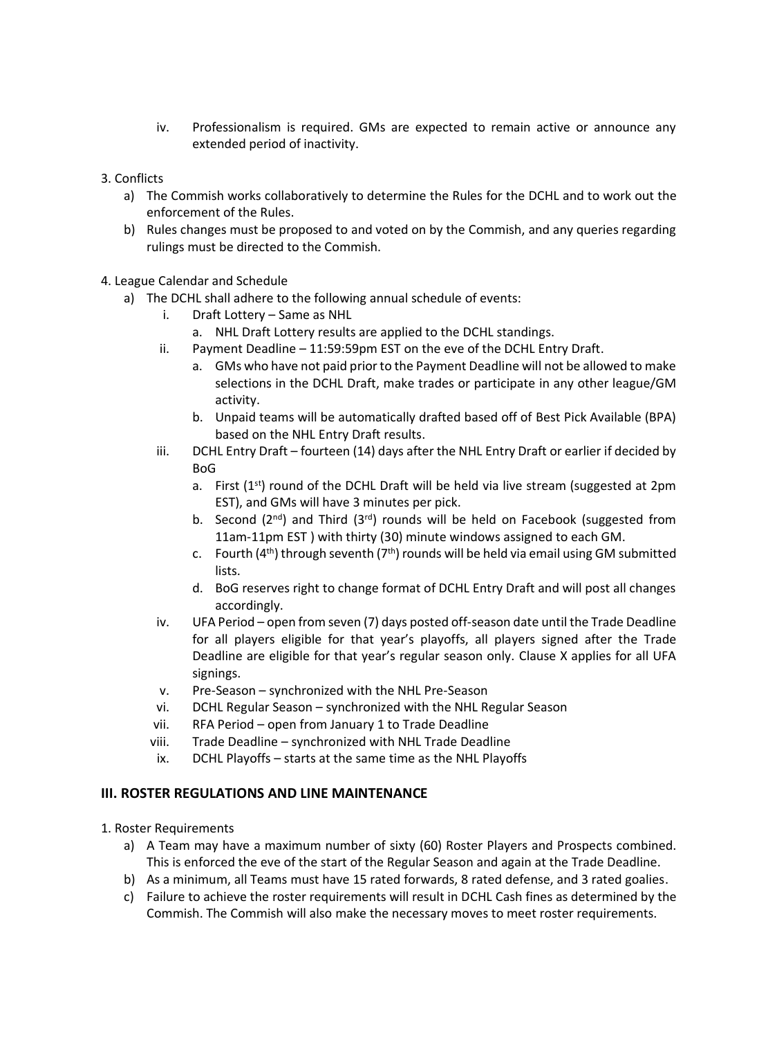iv. Professionalism is required. GMs are expected to remain active or announce any extended period of inactivity.

3. Conflicts
   a) The Commish works collaboratively to determine the Rules for the DCHL and to work out the enforcement of the Rules.
   b) Rules changes must be proposed to and voted on by the Commish, and any queries regarding rulings must be directed to the Commish.

4. League Calendar and Schedule
   a) The DCHL shall adhere to the following annual schedule of events:
      i. Draft Lottery – Same as NHL
         a. NHL Draft Lottery results are applied to the DCHL standings.
      ii. Payment Deadline – 11:59:59pm EST on the eve of the DCHL Entry Draft.
         a. GMs who have not paid prior to the Payment Deadline will not be allowed to make selections in the DCHL Draft, make trades or participate in any other league/GM activity.
         b. Unpaid teams will be automatically drafted based off of Best Pick Available (BPA) based on the NHL Entry Draft results.
      iii. DCHL Entry Draft – fourteen (14) days after the NHL Entry Draft or earlier if decided by BoG
         a. First (1st) round of the DCHL Draft will be held via live stream (suggested at 2pm EST), and GMs will have 3 minutes per pick.
         b. Second (2nd) and Third (3rd) rounds will be held on Facebook (suggested from 11am-11pm EST ) with thirty (30) minute windows assigned to each GM.
         c. Fourth (4th) through seventh (7th) rounds will be held via email using GM submitted lists.
         d. BoG reserves right to change format of DCHL Entry Draft and will post all changes accordingly.
      iv. UFA Period – open from seven (7) days posted off-season date until the Trade Deadline for all players eligible for that year's playoffs, all players signed after the Trade Deadline are eligible for that year's regular season only. Clause X applies for all UFA signings.
      v. Pre-Season – synchronized with the NHL Pre-Season
      vi. DCHL Regular Season – synchronized with the NHL Regular Season
      vii. RFA Period – open from January 1 to Trade Deadline
      viii. Trade Deadline – synchronized with NHL Trade Deadline
      ix. DCHL Playoffs – starts at the same time as the NHL Playoffs

## III. ROSTER REGULATIONS AND LINE MAINTENANCE

1. Roster Requirements
   a) A Team may have a maximum number of sixty (60) Roster Players and Prospects combined. This is enforced the eve of the start of the Regular Season and again at the Trade Deadline.
   b) As a minimum, all Teams must have 15 rated forwards, 8 rated defense, and 3 rated goalies.
   c) Failure to achieve the roster requirements will result in DCHL Cash fines as determined by the Commish. The Commish will also make the necessary moves to meet roster requirements.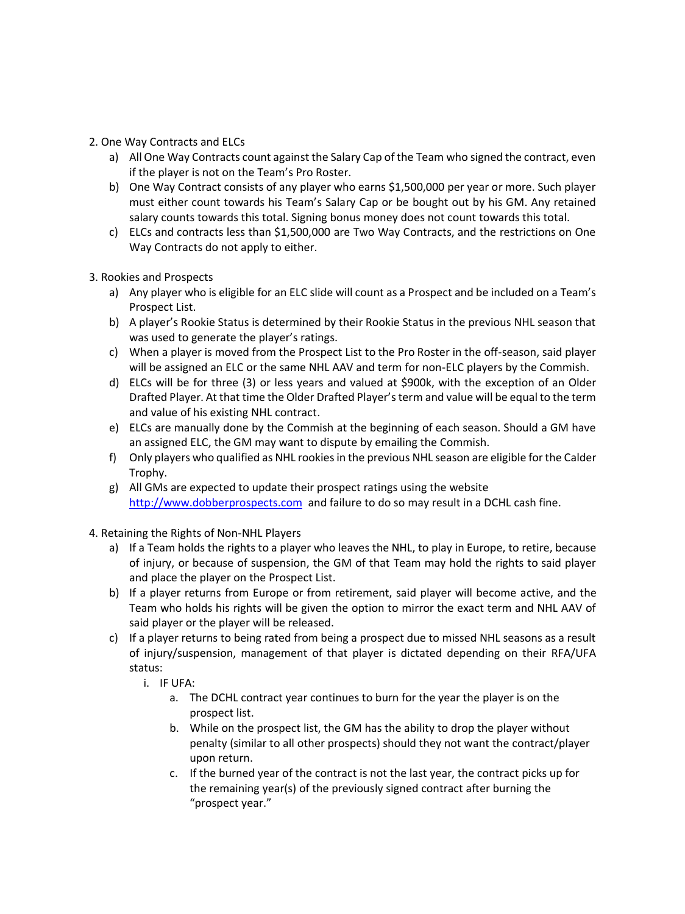2. One Way Contracts and ELCs
    a) All One Way Contracts count against the Salary Cap of the Team who signed the contract, even if the player is not on the Team's Pro Roster.
    b) One Way Contract consists of any player who earns $1,500,000 per year or more. Such player must either count towards his Team's Salary Cap or be bought out by his GM. Any retained salary counts towards this total. Signing bonus money does not count towards this total.
    c) ELCs and contracts less than $1,500,000 are Two Way Contracts, and the restrictions on One Way Contracts do not apply to either.

3. Rookies and Prospects
    a) Any player who is eligible for an ELC slide will count as a Prospect and be included on a Team's Prospect List.
    b) A player's Rookie Status is determined by their Rookie Status in the previous NHL season that was used to generate the player's ratings.
    c) When a player is moved from the Prospect List to the Pro Roster in the off-season, said player will be assigned an ELC or the same NHL AAV and term for non-ELC players by the Commish.
    d) ELCs will be for three (3) or less years and valued at $900k, with the exception of an Older Drafted Player. At that time the Older Drafted Player's term and value will be equal to the term and value of his existing NHL contract.
    e) ELCs are manually done by the Commish at the beginning of each season. Should a GM have an assigned ELC, the GM may want to dispute by emailing the Commish.
    f) Only players who qualified as NHL rookies in the previous NHL season are eligible for the Calder Trophy.
    g) All GMs are expected to update their prospect ratings using the website [http://www.dobberprospects.com](http://www.dobberprospects.com) and failure to do so may result in a DCHL cash fine.

4. Retaining the Rights of Non-NHL Players
    a) If a Team holds the rights to a player who leaves the NHL, to play in Europe, to retire, because of injury, or because of suspension, the GM of that Team may hold the rights to said player and place the player on the Prospect List.
    b) If a player returns from Europe or from retirement, said player will become active, and the Team who holds his rights will be given the option to mirror the exact term and NHL AAV of said player or the player will be released.
    c) If a player returns to being rated from being a prospect due to missed NHL seasons as a result of injury/suspension, management of that player is dictated depending on their RFA/UFA status:
        i. IF UFA:
            a. The DCHL contract year continues to burn for the year the player is on the prospect list.
            b. While on the prospect list, the GM has the ability to drop the player without penalty (similar to all other prospects) should they not want the contract/player upon return.
            c. If the burned year of the contract is not the last year, the contract picks up for the remaining year(s) of the previously signed contract after burning the "prospect year."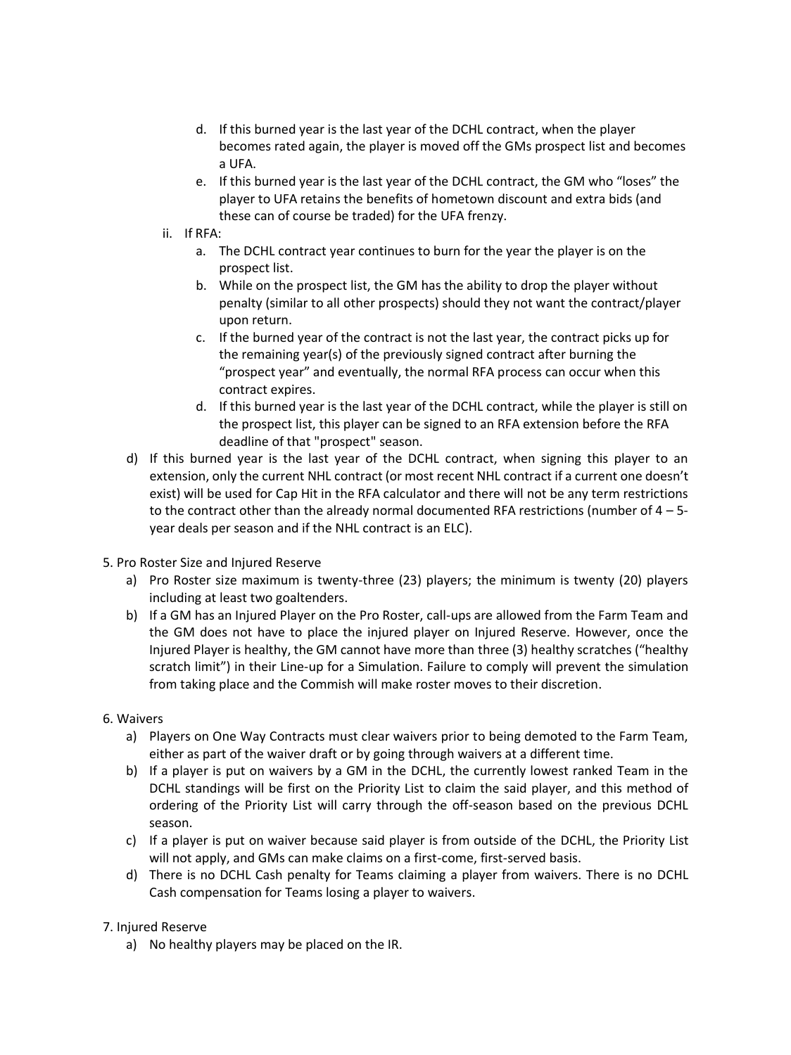d. If this burned year is the last year of the DCHL contract, when the player becomes rated again, the player is moved off the GMs prospect list and becomes a UFA.

e. If this burned year is the last year of the DCHL contract, the GM who "loses" the player to UFA retains the benefits of hometown discount and extra bids (and these can of course be traded) for the UFA frenzy.

ii. If RFA:

a. The DCHL contract year continues to burn for the year the player is on the prospect list.

b. While on the prospect list, the GM has the ability to drop the player without penalty (similar to all other prospects) should they not want the contract/player upon return.

c. If the burned year of the contract is not the last year, the contract picks up for the remaining year(s) of the previously signed contract after burning the "prospect year" and eventually, the normal RFA process can occur when this contract expires.

d. If this burned year is the last year of the DCHL contract, while the player is still on the prospect list, this player can be signed to an RFA extension before the RFA deadline of that "prospect" season.

d) If this burned year is the last year of the DCHL contract, when signing this player to an extension, only the current NHL contract (or most recent NHL contract if a current one doesn't exist) will be used for Cap Hit in the RFA calculator and there will not be any term restrictions to the contract other than the already normal documented RFA restrictions (number of 4 – 5-year deals per season and if the NHL contract is an ELC).

5. Pro Roster Size and Injured Reserve

a) Pro Roster size maximum is twenty-three (23) players; the minimum is twenty (20) players including at least two goaltenders.

b) If a GM has an Injured Player on the Pro Roster, call-ups are allowed from the Farm Team and the GM does not have to place the injured player on Injured Reserve. However, once the Injured Player is healthy, the GM cannot have more than three (3) healthy scratches ("healthy scratch limit") in their Line-up for a Simulation. Failure to comply will prevent the simulation from taking place and the Commish will make roster moves to their discretion.

6. Waivers

a) Players on One Way Contracts must clear waivers prior to being demoted to the Farm Team, either as part of the waiver draft or by going through waivers at a different time.

b) If a player is put on waivers by a GM in the DCHL, the currently lowest ranked Team in the DCHL standings will be first on the Priority List to claim the said player, and this method of ordering of the Priority List will carry through the off-season based on the previous DCHL season.

c) If a player is put on waiver because said player is from outside of the DCHL, the Priority List will not apply, and GMs can make claims on a first-come, first-served basis.

d) There is no DCHL Cash penalty for Teams claiming a player from waivers. There is no DCHL Cash compensation for Teams losing a player to waivers.

7. Injured Reserve

a) No healthy players may be placed on the IR.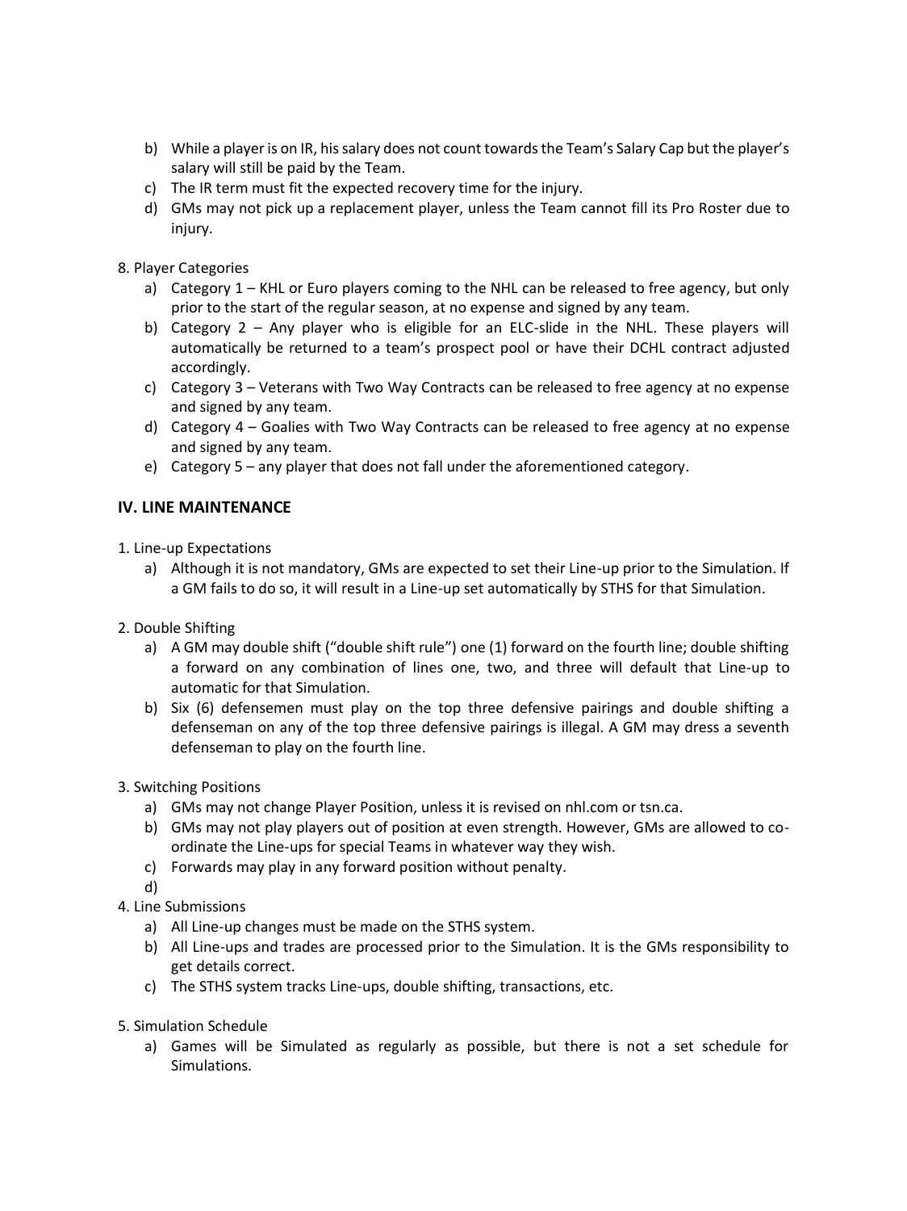b) While a player is on IR, his salary does not count towards the Team's Salary Cap but the player's salary will still be paid by the Team.
c) The IR term must fit the expected recovery time for the injury.
d) GMs may not pick up a replacement player, unless the Team cannot fill its Pro Roster due to injury.

8. Player Categories
   a) Category 1 – KHL or Euro players coming to the NHL can be released to free agency, but only prior to the start of the regular season, at no expense and signed by any team.
   b) Category 2 – Any player who is eligible for an ELC-slide in the NHL. These players will automatically be returned to a team's prospect pool or have their DCHL contract adjusted accordingly.
   c) Category 3 – Veterans with Two Way Contracts can be released to free agency at no expense and signed by any team.
   d) Category 4 – Goalies with Two Way Contracts can be released to free agency at no expense and signed by any team.
   e) Category 5 – any player that does not fall under the aforementioned category.

## IV. LINE MAINTENANCE

1. Line-up Expectations
   a) Although it is not mandatory, GMs are expected to set their Line-up prior to the Simulation. If a GM fails to do so, it will result in a Line-up set automatically by STHS for that Simulation.

2. Double Shifting
   a) A GM may double shift ("double shift rule") one (1) forward on the fourth line; double shifting a forward on any combination of lines one, two, and three will default that Line-up to automatic for that Simulation.
   b) Six (6) defensemen must play on the top three defensive pairings and double shifting a defenseman on any of the top three defensive pairings is illegal. A GM may dress a seventh defenseman to play on the fourth line.

3. Switching Positions
   a) GMs may not change Player Position, unless it is revised on nhl.com or tsn.ca.
   b) GMs may not play players out of position at even strength. However, GMs are allowed to co-ordinate the Line-ups for special Teams in whatever way they wish.
   c) Forwards may play in any forward position without penalty.
   d)

4. Line Submissions
   a) All Line-up changes must be made on the STHS system.
   b) All Line-ups and trades are processed prior to the Simulation. It is the GMs responsibility to get details correct.
   c) The STHS system tracks Line-ups, double shifting, transactions, etc.

5. Simulation Schedule
   a) Games will be Simulated as regularly as possible, but there is not a set schedule for Simulations.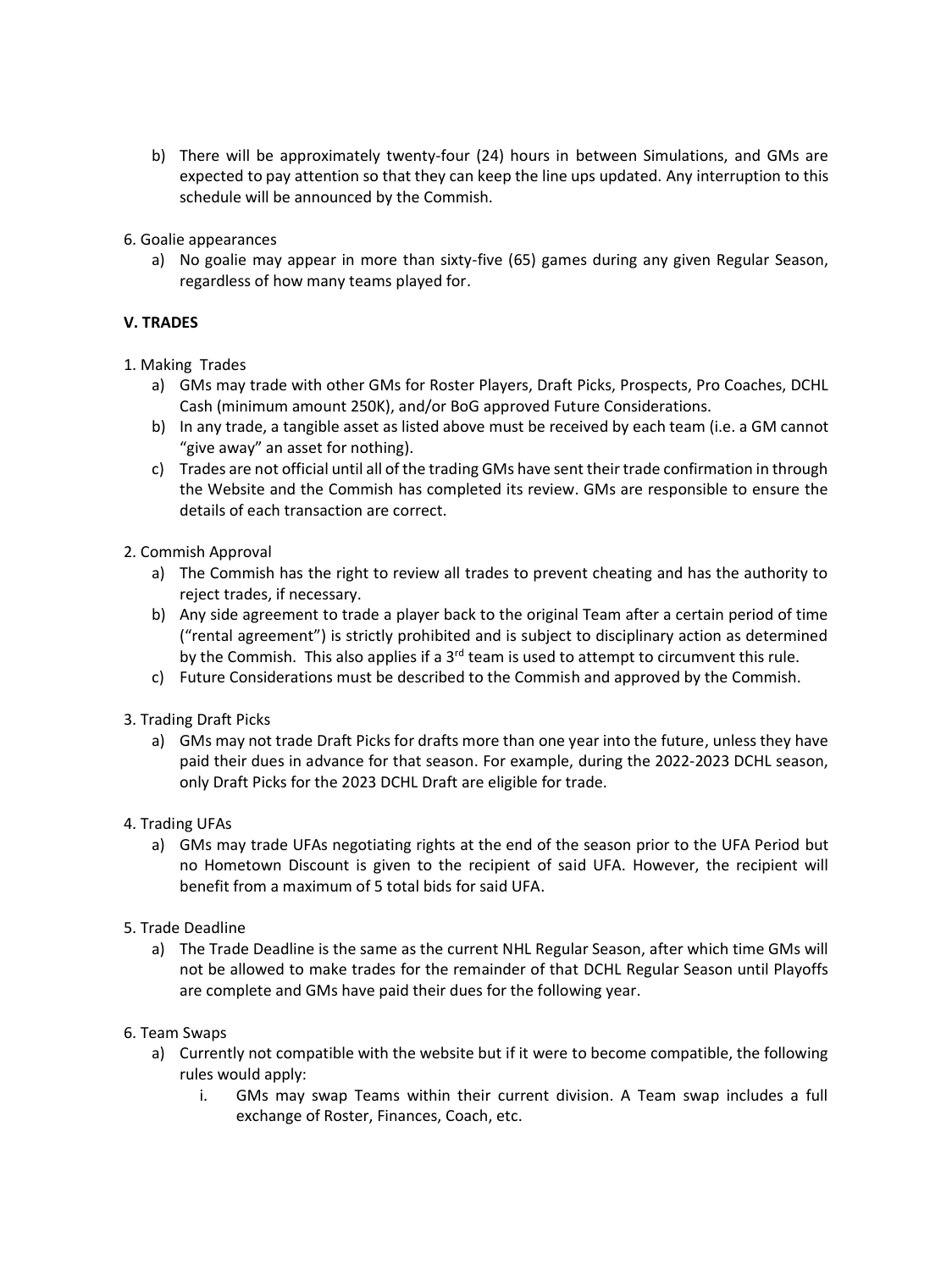b) There will be approximately twenty-four (24) hours in between Simulations, and GMs are expected to pay attention so that they can keep the line ups updated. Any interruption to this schedule will be announced by the Commish.

6. Goalie appearances

   a) No goalie may appear in more than sixty-five (65) games during any given Regular Season, regardless of how many teams played for.

**V. TRADES**

1. Making Trades

   a) GMs may trade with other GMs for Roster Players, Draft Picks, Prospects, Pro Coaches, DCHL Cash (minimum amount 250K), and/or BoG approved Future Considerations.

   b) In any trade, a tangible asset as listed above must be received by each team (i.e. a GM cannot "give away" an asset for nothing).

   c) Trades are not official until all of the trading GMs have sent their trade confirmation in through the Website and the Commish has completed its review. GMs are responsible to ensure the details of each transaction are correct.

2. Commish Approval

   a) The Commish has the right to review all trades to prevent cheating and has the authority to reject trades, if necessary.

   b) Any side agreement to trade a player back to the original Team after a certain period of time ("rental agreement") is strictly prohibited and is subject to disciplinary action as determined by the Commish. This also applies if a 3rd team is used to attempt to circumvent this rule.

   c) Future Considerations must be described to the Commish and approved by the Commish.

3. Trading Draft Picks

   a) GMs may not trade Draft Picks for drafts more than one year into the future, unless they have paid their dues in advance for that season. For example, during the 2022-2023 DCHL season, only Draft Picks for the 2023 DCHL Draft are eligible for trade.

4. Trading UFAs

   a) GMs may trade UFAs negotiating rights at the end of the season prior to the UFA Period but no Hometown Discount is given to the recipient of said UFA. However, the recipient will benefit from a maximum of 5 total bids for said UFA.

5. Trade Deadline

   a) The Trade Deadline is the same as the current NHL Regular Season, after which time GMs will not be allowed to make trades for the remainder of that DCHL Regular Season until Playoffs are complete and GMs have paid their dues for the following year.

6. Team Swaps

   a) Currently not compatible with the website but if it were to become compatible, the following rules would apply:

      i. GMs may swap Teams within their current division. A Team swap includes a full exchange of Roster, Finances, Coach, etc.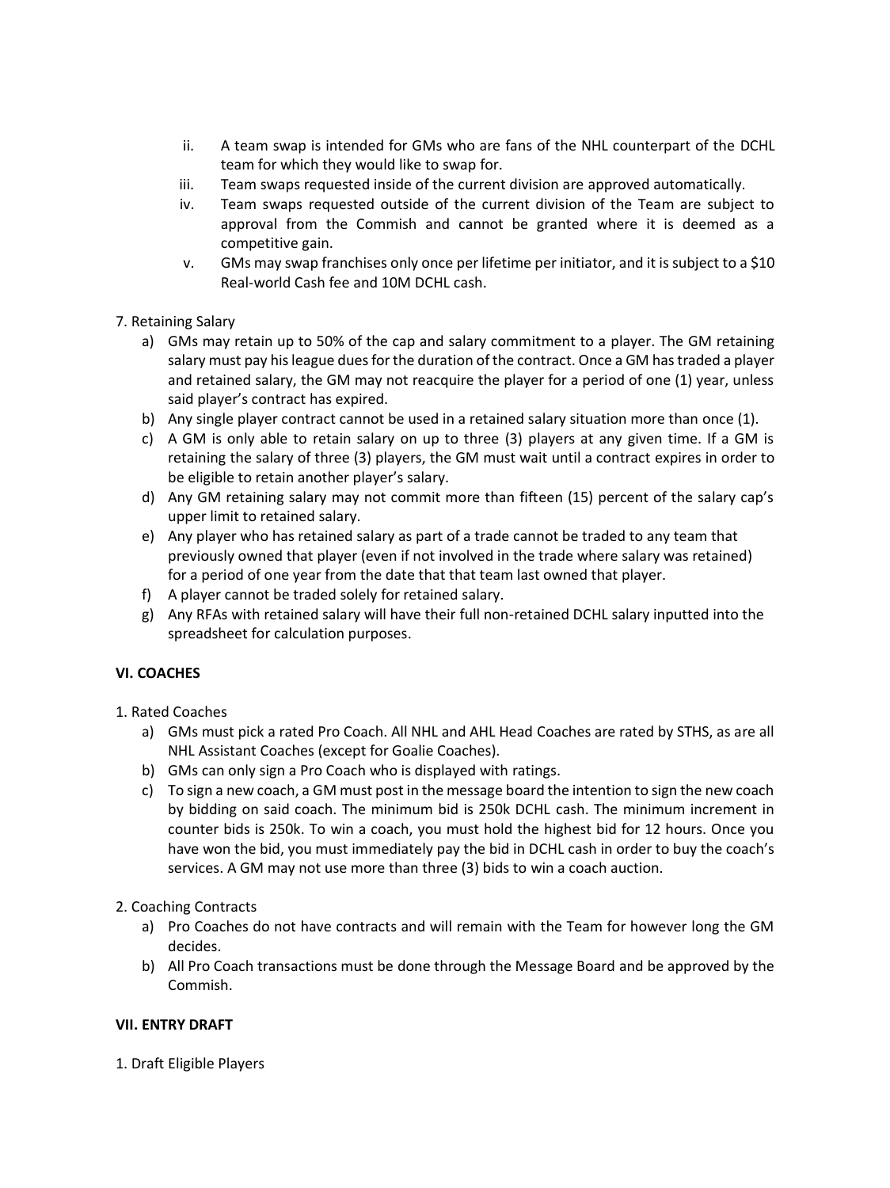ii. A team swap is intended for GMs who are fans of the NHL counterpart of the DCHL team for which they would like to swap for.

iii. Team swaps requested inside of the current division are approved automatically.

iv. Team swaps requested outside of the current division of the Team are subject to approval from the Commish and cannot be granted where it is deemed as a competitive gain.

v. GMs may swap franchises only once per lifetime per initiator, and it is subject to a $10 Real-world Cash fee and 10M DCHL cash.

7. Retaining Salary

a) GMs may retain up to 50% of the cap and salary commitment to a player. The GM retaining salary must pay his league dues for the duration of the contract. Once a GM has traded a player and retained salary, the GM may not reacquire the player for a period of one (1) year, unless said player's contract has expired.

b) Any single player contract cannot be used in a retained salary situation more than once (1).

c) A GM is only able to retain salary on up to three (3) players at any given time. If a GM is retaining the salary of three (3) players, the GM must wait until a contract expires in order to be eligible to retain another player's salary.

d) Any GM retaining salary may not commit more than fifteen (15) percent of the salary cap's upper limit to retained salary.

e) Any player who has retained salary as part of a trade cannot be traded to any team that previously owned that player (even if not involved in the trade where salary was retained) for a period of one year from the date that that team last owned that player.

f) A player cannot be traded solely for retained salary.

g) Any RFAs with retained salary will have their full non-retained DCHL salary inputted into the spreadsheet for calculation purposes.

## VI. COACHES

1. Rated Coaches

a) GMs must pick a rated Pro Coach. All NHL and AHL Head Coaches are rated by STHS, as are all NHL Assistant Coaches (except for Goalie Coaches).

b) GMs can only sign a Pro Coach who is displayed with ratings.

c) To sign a new coach, a GM must post in the message board the intention to sign the new coach by bidding on said coach. The minimum bid is 250k DCHL cash. The minimum increment in counter bids is 250k. To win a coach, you must hold the highest bid for 12 hours. Once you have won the bid, you must immediately pay the bid in DCHL cash in order to buy the coach's services. A GM may not use more than three (3) bids to win a coach auction.

2. Coaching Contracts

a) Pro Coaches do not have contracts and will remain with the Team for however long the GM decides.

b) All Pro Coach transactions must be done through the Message Board and be approved by the Commish.

## VII. ENTRY DRAFT

1. Draft Eligible Players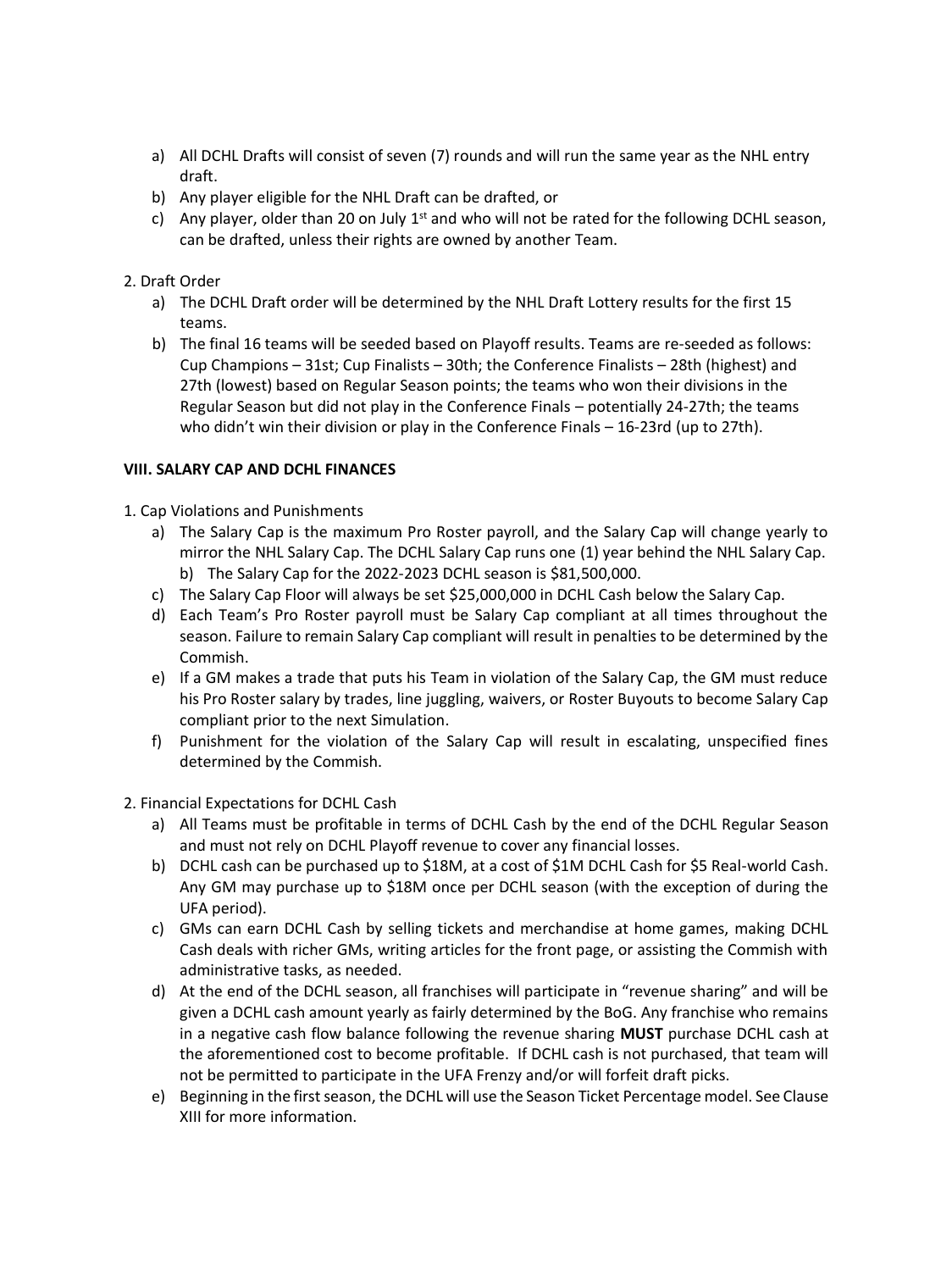a) All DCHL Drafts will consist of seven (7) rounds and will run the same year as the NHL entry draft.
b) Any player eligible for the NHL Draft can be drafted, or
c) Any player, older than 20 on July 1st and who will not be rated for the following DCHL season, can be drafted, unless their rights are owned by another Team.

2. Draft Order

a) The DCHL Draft order will be determined by the NHL Draft Lottery results for the first 15 teams.
b) The final 16 teams will be seeded based on Playoff results. Teams are re-seeded as follows: Cup Champions – 31st; Cup Finalists – 30th; the Conference Finalists – 28th (highest) and 27th (lowest) based on Regular Season points; the teams who won their divisions in the Regular Season but did not play in the Conference Finals – potentially 24-27th; the teams who didn't win their division or play in the Conference Finals – 16-23rd (up to 27th).

**VIII. SALARY CAP AND DCHL FINANCES**

1. Cap Violations and Punishments

a) The Salary Cap is the maximum Pro Roster payroll, and the Salary Cap will change yearly to mirror the NHL Salary Cap. The DCHL Salary Cap runs one (1) year behind the NHL Salary Cap.
   b) The Salary Cap for the 2022-2023 DCHL season is $81,500,000.
c) The Salary Cap Floor will always be set $25,000,000 in DCHL Cash below the Salary Cap.
d) Each Team's Pro Roster payroll must be Salary Cap compliant at all times throughout the season. Failure to remain Salary Cap compliant will result in penalties to be determined by the Commish.
e) If a GM makes a trade that puts his Team in violation of the Salary Cap, the GM must reduce his Pro Roster salary by trades, line juggling, waivers, or Roster Buyouts to become Salary Cap compliant prior to the next Simulation.
f) Punishment for the violation of the Salary Cap will result in escalating, unspecified fines determined by the Commish.

2. Financial Expectations for DCHL Cash

a) All Teams must be profitable in terms of DCHL Cash by the end of the DCHL Regular Season and must not rely on DCHL Playoff revenue to cover any financial losses.
b) DCHL cash can be purchased up to $18M, at a cost of $1M DCHL Cash for $5 Real-world Cash. Any GM may purchase up to $18M once per DCHL season (with the exception of during the UFA period).
c) GMs can earn DCHL Cash by selling tickets and merchandise at home games, making DCHL Cash deals with richer GMs, writing articles for the front page, or assisting the Commish with administrative tasks, as needed.
d) At the end of the DCHL season, all franchises will participate in "revenue sharing" and will be given a DCHL cash amount yearly as fairly determined by the BoG. Any franchise who remains in a negative cash flow balance following the revenue sharing **MUST** purchase DCHL cash at the aforementioned cost to become profitable. If DCHL cash is not purchased, that team will not be permitted to participate in the UFA Frenzy and/or will forfeit draft picks.
e) Beginning in the first season, the DCHL will use the Season Ticket Percentage model. See Clause XIII for more information.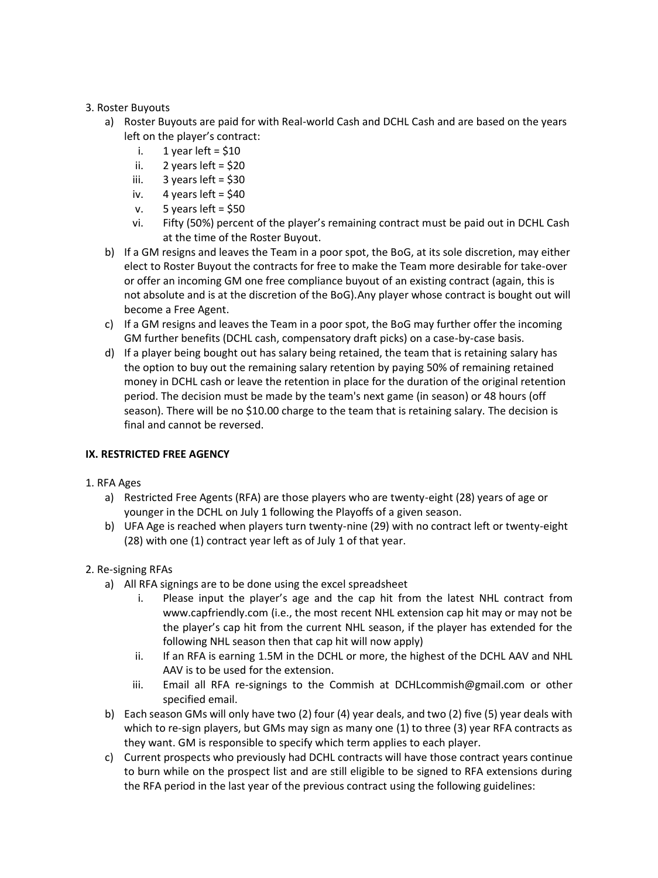3. Roster Buyouts

a) Roster Buyouts are paid for with Real-world Cash and DCHL Cash and are based on the years left on the player's contract:

   i. 1 year left = $10
   ii. 2 years left = $20
   iii. 3 years left = $30
   iv. 4 years left = $40
   v. 5 years left = $50
   vi. Fifty (50%) percent of the player's remaining contract must be paid out in DCHL Cash at the time of the Roster Buyout.

b) If a GM resigns and leaves the Team in a poor spot, the BoG, at its sole discretion, may either elect to Roster Buyout the contracts for free to make the Team more desirable for take-over or offer an incoming GM one free compliance buyout of an existing contract (again, this is not absolute and is at the discretion of the BoG).Any player whose contract is bought out will become a Free Agent.

c) If a GM resigns and leaves the Team in a poor spot, the BoG may further offer the incoming GM further benefits (DCHL cash, compensatory draft picks) on a case-by-case basis.

d) If a player being bought out has salary being retained, the team that is retaining salary has the option to buy out the remaining salary retention by paying 50% of remaining retained money in DCHL cash or leave the retention in place for the duration of the original retention period. The decision must be made by the team's next game (in season) or 48 hours (off season). There will be no $10.00 charge to the team that is retaining salary. The decision is final and cannot be reversed.

## IX. RESTRICTED FREE AGENCY

1. RFA Ages

a) Restricted Free Agents (RFA) are those players who are twenty-eight (28) years of age or younger in the DCHL on July 1 following the Playoffs of a given season.

b) UFA Age is reached when players turn twenty-nine (29) with no contract left or twenty-eight (28) with one (1) contract year left as of July 1 of that year.

2. Re-signing RFAs

a) All RFA signings are to be done using the excel spreadsheet

   i. Please input the player's age and the cap hit from the latest NHL contract from www.capfriendly.com (i.e., the most recent NHL extension cap hit may or may not be the player's cap hit from the current NHL season, if the player has extended for the following NHL season then that cap hit will now apply)
   ii. If an RFA is earning 1.5M in the DCHL or more, the highest of the DCHL AAV and NHL AAV is to be used for the extension.
   iii. Email all RFA re-signings to the Commish at DCHLcommish@gmail.com or other specified email.

b) Each season GMs will only have two (2) four (4) year deals, and two (2) five (5) year deals with which to re-sign players, but GMs may sign as many one (1) to three (3) year RFA contracts as they want. GM is responsible to specify which term applies to each player.

c) Current prospects who previously had DCHL contracts will have those contract years continue to burn while on the prospect list and are still eligible to be signed to RFA extensions during the RFA period in the last year of the previous contract using the following guidelines: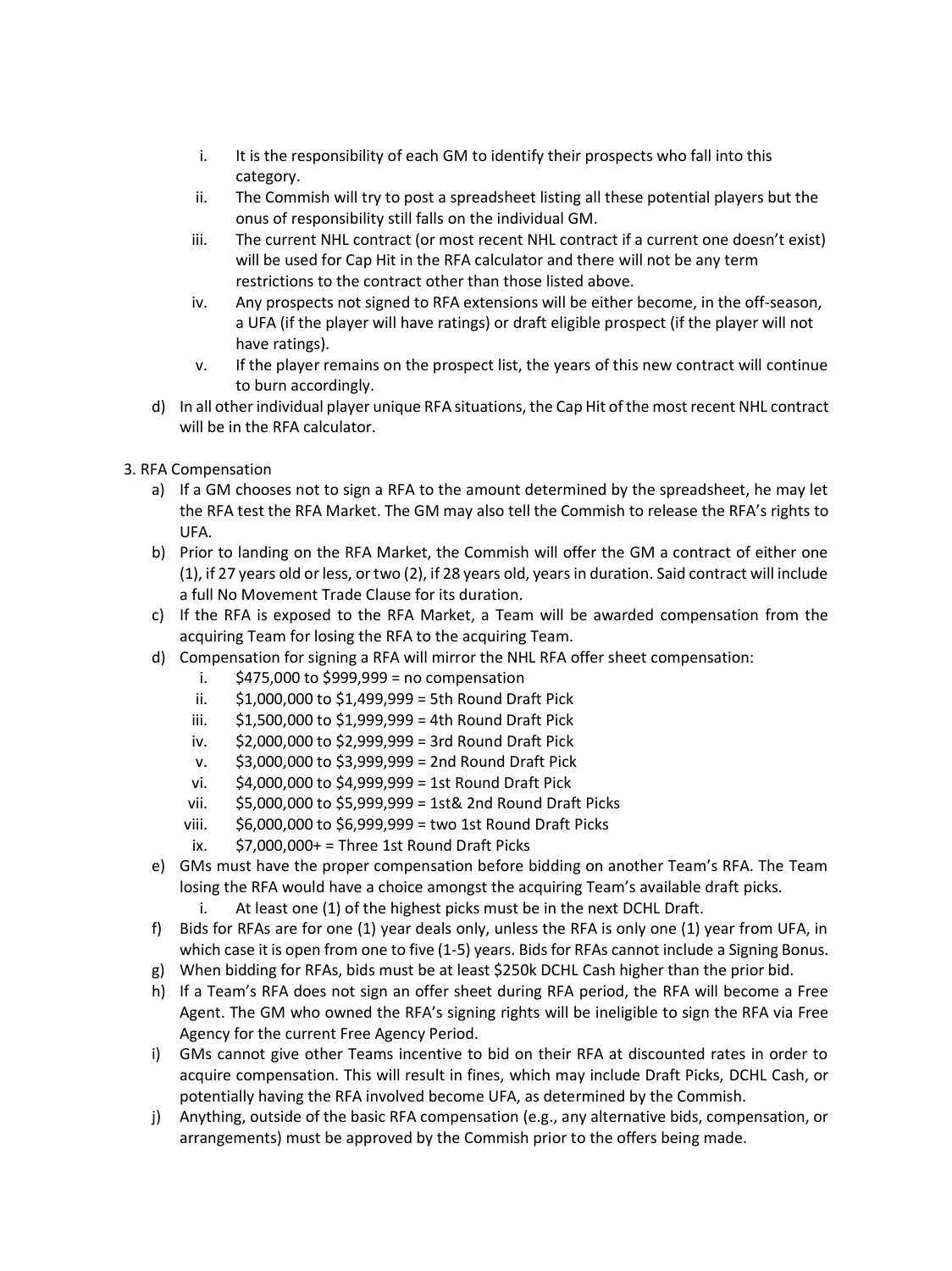i. It is the responsibility of each GM to identify their prospects who fall into this category.
ii. The Commish will try to post a spreadsheet listing all these potential players but the onus of responsibility still falls on the individual GM.
iii. The current NHL contract (or most recent NHL contract if a current one doesn't exist) will be used for Cap Hit in the RFA calculator and there will not be any term restrictions to the contract other than those listed above.
iv. Any prospects not signed to RFA extensions will be either become, in the off-season, a UFA (if the player will have ratings) or draft eligible prospect (if the player will not have ratings).
v. If the player remains on the prospect list, the years of this new contract will continue to burn accordingly.

d) In all other individual player unique RFA situations, the Cap Hit of the most recent NHL contract will be in the RFA calculator.

3. RFA Compensation

a) If a GM chooses not to sign a RFA to the amount determined by the spreadsheet, he may let the RFA test the RFA Market. The GM may also tell the Commish to release the RFA's rights to UFA.

b) Prior to landing on the RFA Market, the Commish will offer the GM a contract of either one (1), if 27 years old or less, or two (2), if 28 years old, years in duration. Said contract will include a full No Movement Trade Clause for its duration.

c) If the RFA is exposed to the RFA Market, a Team will be awarded compensation from the acquiring Team for losing the RFA to the acquiring Team.

d) Compensation for signing a RFA will mirror the NHL RFA offer sheet compensation:
   i. $475,000 to $999,999 = no compensation
   ii. $1,000,000 to $1,499,999 = 5th Round Draft Pick
   iii. $1,500,000 to $1,999,999 = 4th Round Draft Pick
   iv. $2,000,000 to $2,999,999 = 3rd Round Draft Pick
   v. $3,000,000 to $3,999,999 = 2nd Round Draft Pick
   vi. $4,000,000 to $4,999,999 = 1st Round Draft Pick
   vii. $5,000,000 to $5,999,999 = 1st& 2nd Round Draft Picks
   viii. $6,000,000 to $6,999,999 = two 1st Round Draft Picks
   ix. $7,000,000+ = Three 1st Round Draft Picks

e) GMs must have the proper compensation before bidding on another Team's RFA. The Team losing the RFA would have a choice amongst the acquiring Team's available draft picks.
   i. At least one (1) of the highest picks must be in the next DCHL Draft.

f) Bids for RFAs are for one (1) year deals only, unless the RFA is only one (1) year from UFA, in which case it is open from one to five (1-5) years. Bids for RFAs cannot include a Signing Bonus.

g) When bidding for RFAs, bids must be at least $250k DCHL Cash higher than the prior bid.

h) If a Team's RFA does not sign an offer sheet during RFA period, the RFA will become a Free Agent. The GM who owned the RFA's signing rights will be ineligible to sign the RFA via Free Agency for the current Free Agency Period.

i) GMs cannot give other Teams incentive to bid on their RFA at discounted rates in order to acquire compensation. This will result in fines, which may include Draft Picks, DCHL Cash, or potentially having the RFA involved become UFA, as determined by the Commish.

j) Anything, outside of the basic RFA compensation (e.g., any alternative bids, compensation, or arrangements) must be approved by the Commish prior to the offers being made.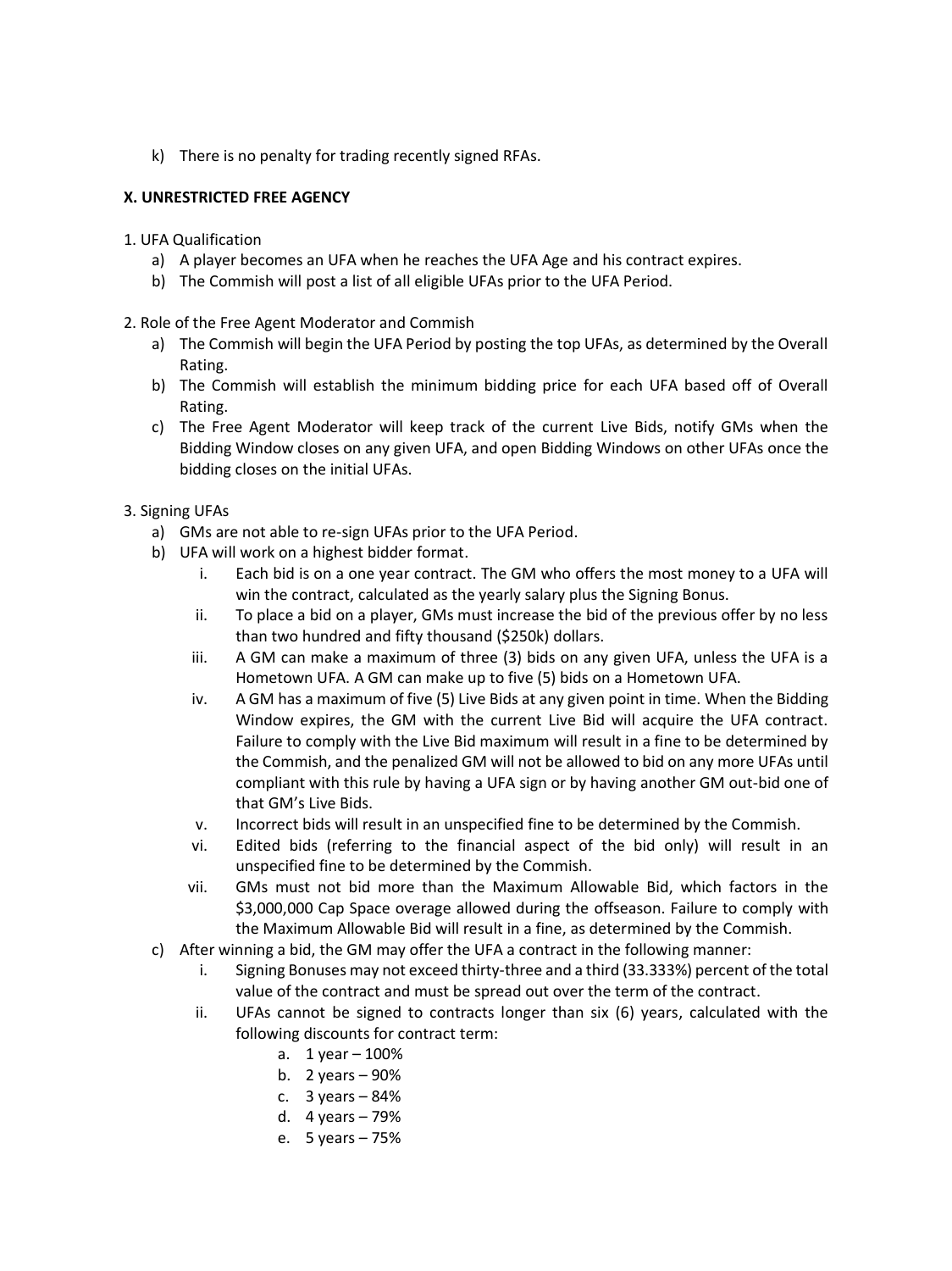k) There is no penalty for trading recently signed RFAs.

## X. UNRESTRICTED FREE AGENCY

1. UFA Qualification
   a) A player becomes an UFA when he reaches the UFA Age and his contract expires.
   b) The Commish will post a list of all eligible UFAs prior to the UFA Period.

2. Role of the Free Agent Moderator and Commish
   a) The Commish will begin the UFA Period by posting the top UFAs, as determined by the Overall Rating.
   b) The Commish will establish the minimum bidding price for each UFA based off of Overall Rating.
   c) The Free Agent Moderator will keep track of the current Live Bids, notify GMs when the Bidding Window closes on any given UFA, and open Bidding Windows on other UFAs once the bidding closes on the initial UFAs.

3. Signing UFAs
   a) GMs are not able to re-sign UFAs prior to the UFA Period.
   b) UFA will work on a highest bidder format.
      i. Each bid is on a one year contract. The GM who offers the most money to a UFA will win the contract, calculated as the yearly salary plus the Signing Bonus.
      ii. To place a bid on a player, GMs must increase the bid of the previous offer by no less than two hundred and fifty thousand ($250k) dollars.
      iii. A GM can make a maximum of three (3) bids on any given UFA, unless the UFA is a Hometown UFA. A GM can make up to five (5) bids on a Hometown UFA.
      iv. A GM has a maximum of five (5) Live Bids at any given point in time. When the Bidding Window expires, the GM with the current Live Bid will acquire the UFA contract. Failure to comply with the Live Bid maximum will result in a fine to be determined by the Commish, and the penalized GM will not be allowed to bid on any more UFAs until compliant with this rule by having a UFA sign or by having another GM out-bid one of that GM's Live Bids.
      v. Incorrect bids will result in an unspecified fine to be determined by the Commish.
      vi. Edited bids (referring to the financial aspect of the bid only) will result in an unspecified fine to be determined by the Commish.
      vii. GMs must not bid more than the Maximum Allowable Bid, which factors in the $3,000,000 Cap Space overage allowed during the offseason. Failure to comply with the Maximum Allowable Bid will result in a fine, as determined by the Commish.
   c) After winning a bid, the GM may offer the UFA a contract in the following manner:
      i. Signing Bonuses may not exceed thirty-three and a third (33.333%) percent of the total value of the contract and must be spread out over the term of the contract.
      ii. UFAs cannot be signed to contracts longer than six (6) years, calculated with the following discounts for contract term:
         a. 1 year – 100%
         b. 2 years – 90%
         c. 3 years – 84%
         d. 4 years – 79%
         e. 5 years – 75%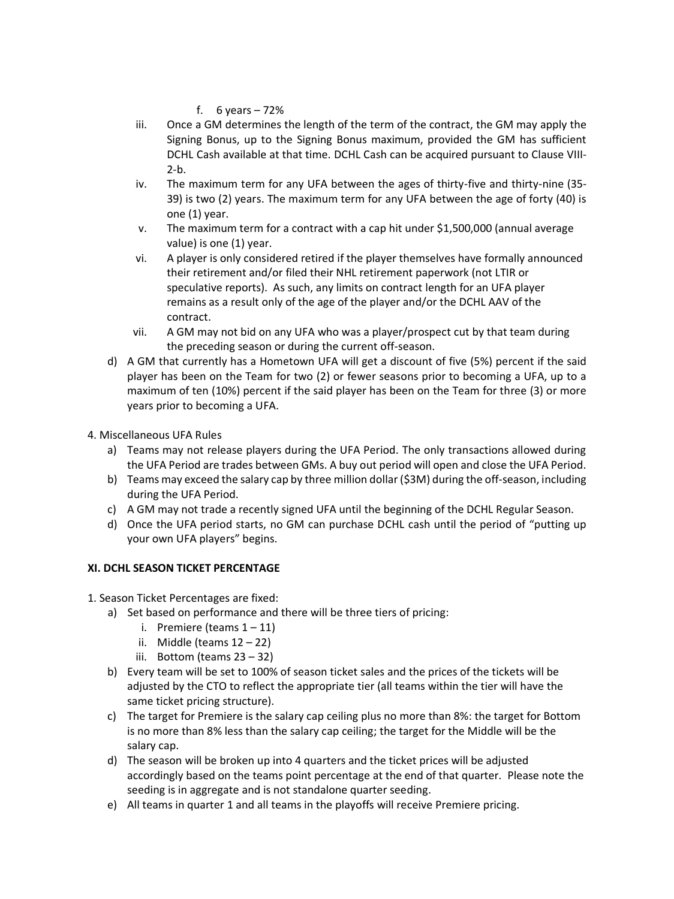f. 6 years – 72%

iii. Once a GM determines the length of the term of the contract, the GM may apply the Signing Bonus, up to the Signing Bonus maximum, provided the GM has sufficient DCHL Cash available at that time. DCHL Cash can be acquired pursuant to Clause VIII-2-b.

iv. The maximum term for any UFA between the ages of thirty-five and thirty-nine (35-39) is two (2) years. The maximum term for any UFA between the age of forty (40) is one (1) year.

v. The maximum term for a contract with a cap hit under $1,500,000 (annual average value) is one (1) year.

vi. A player is only considered retired if the player themselves have formally announced their retirement and/or filed their NHL retirement paperwork (not LTIR or speculative reports). As such, any limits on contract length for an UFA player remains as a result only of the age of the player and/or the DCHL AAV of the contract.

vii. A GM may not bid on any UFA who was a player/prospect cut by that team during the preceding season or during the current off-season.

d) A GM that currently has a Hometown UFA will get a discount of five (5%) percent if the said player has been on the Team for two (2) or fewer seasons prior to becoming a UFA, up to a maximum of ten (10%) percent if the said player has been on the Team for three (3) or more years prior to becoming a UFA.

4. Miscellaneous UFA Rules

a) Teams may not release players during the UFA Period. The only transactions allowed during the UFA Period are trades between GMs. A buy out period will open and close the UFA Period.

b) Teams may exceed the salary cap by three million dollar ($3M) during the off-season, including during the UFA Period.

c) A GM may not trade a recently signed UFA until the beginning of the DCHL Regular Season.

d) Once the UFA period starts, no GM can purchase DCHL cash until the period of "putting up your own UFA players" begins.

**XI. DCHL SEASON TICKET PERCENTAGE**

1. Season Ticket Percentages are fixed:

a) Set based on performance and there will be three tiers of pricing:

i. Premiere (teams 1 – 11)

ii. Middle (teams 12 – 22)

iii. Bottom (teams 23 – 32)

b) Every team will be set to 100% of season ticket sales and the prices of the tickets will be adjusted by the CTO to reflect the appropriate tier (all teams within the tier will have the same ticket pricing structure).

c) The target for Premiere is the salary cap ceiling plus no more than 8%: the target for Bottom is no more than 8% less than the salary cap ceiling; the target for the Middle will be the salary cap.

d) The season will be broken up into 4 quarters and the ticket prices will be adjusted accordingly based on the teams point percentage at the end of that quarter. Please note the seeding is in aggregate and is not standalone quarter seeding.

e) All teams in quarter 1 and all teams in the playoffs will receive Premiere pricing.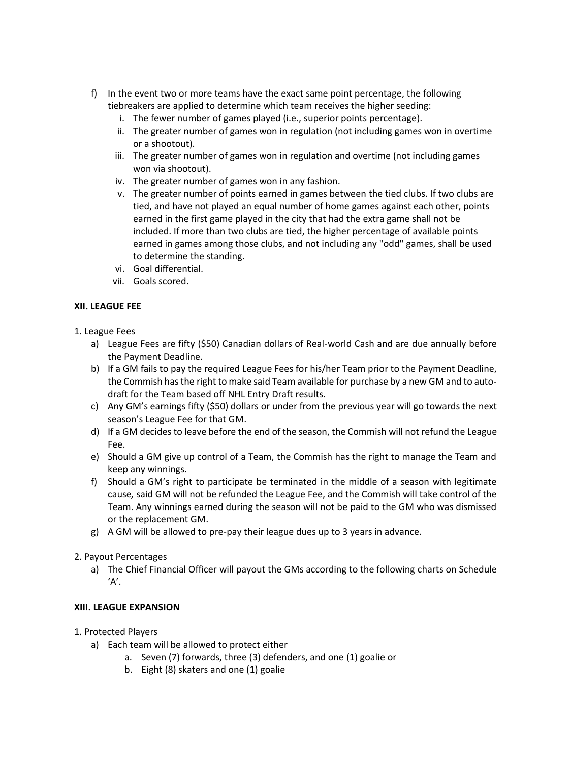f) In the event two or more teams have the exact same point percentage, the following tiebreakers are applied to determine which team receives the higher seeding:
   i. The fewer number of games played (i.e., superior points percentage).
   ii. The greater number of games won in regulation (not including games won in overtime or a shootout).
   iii. The greater number of games won in regulation and overtime (not including games won via shootout).
   iv. The greater number of games won in any fashion.
   v. The greater number of points earned in games between the tied clubs. If two clubs are tied, and have not played an equal number of home games against each other, points earned in the first game played in the city that had the extra game shall not be included. If more than two clubs are tied, the higher percentage of available points earned in games among those clubs, and not including any "odd" games, shall be used to determine the standing.
   vi. Goal differential.
   vii. Goals scored.

**XII. LEAGUE FEE**

1. League Fees
   a) League Fees are fifty ($50) Canadian dollars of Real-world Cash and are due annually before the Payment Deadline.
   b) If a GM fails to pay the required League Fees for his/her Team prior to the Payment Deadline, the Commish has the right to make said Team available for purchase by a new GM and to auto-draft for the Team based off NHL Entry Draft results.
   c) Any GM's earnings fifty ($50) dollars or under from the previous year will go towards the next season's League Fee for that GM.
   d) If a GM decides to leave before the end of the season, the Commish will not refund the League Fee.
   e) Should a GM give up control of a Team, the Commish has the right to manage the Team and keep any winnings.
   f) Should a GM's right to participate be terminated in the middle of a season with legitimate cause, said GM will not be refunded the League Fee, and the Commish will take control of the Team. Any winnings earned during the season will not be paid to the GM who was dismissed or the replacement GM.
   g) A GM will be allowed to pre-pay their league dues up to 3 years in advance.

2. Payout Percentages
   a) The Chief Financial Officer will payout the GMs according to the following charts on Schedule 'A'.

**XIII. LEAGUE EXPANSION**

1. Protected Players
   a) Each team will be allowed to protect either
      a. Seven (7) forwards, three (3) defenders, and one (1) goalie or
      b. Eight (8) skaters and one (1) goalie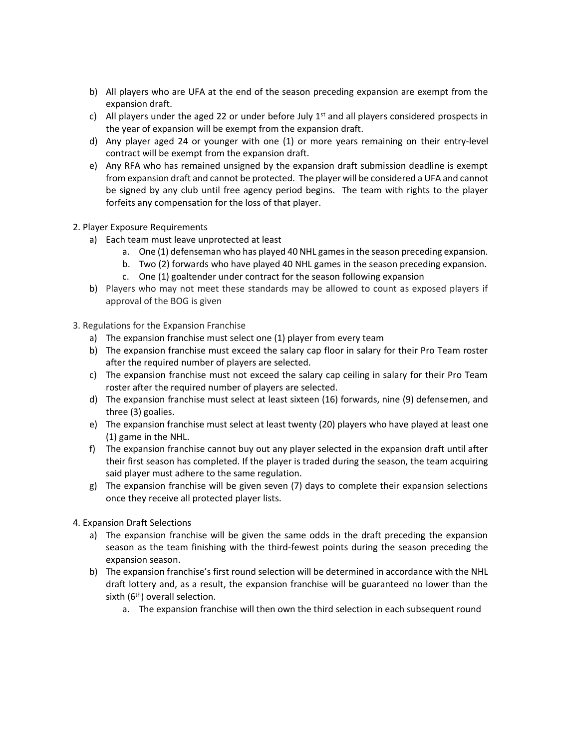b) All players who are UFA at the end of the season preceding expansion are exempt from the expansion draft.
c) All players under the aged 22 or under before July 1st and all players considered prospects in the year of expansion will be exempt from the expansion draft.
d) Any player aged 24 or younger with one (1) or more years remaining on their entry-level contract will be exempt from the expansion draft.
e) Any RFA who has remained unsigned by the expansion draft submission deadline is exempt from expansion draft and cannot be protected. The player will be considered a UFA and cannot be signed by any club until free agency period begins. The team with rights to the player forfeits any compensation for the loss of that player.

2. Player Exposure Requirements
   a) Each team must leave unprotected at least
      a. One (1) defenseman who has played 40 NHL games in the season preceding expansion.
      b. Two (2) forwards who have played 40 NHL games in the season preceding expansion.
      c. One (1) goaltender under contract for the season following expansion
   b) Players who may not meet these standards may be allowed to count as exposed players if approval of the BOG is given

3. Regulations for the Expansion Franchise
   a) The expansion franchise must select one (1) player from every team
   b) The expansion franchise must exceed the salary cap floor in salary for their Pro Team roster after the required number of players are selected.
   c) The expansion franchise must not exceed the salary cap ceiling in salary for their Pro Team roster after the required number of players are selected.
   d) The expansion franchise must select at least sixteen (16) forwards, nine (9) defensemen, and three (3) goalies.
   e) The expansion franchise must select at least twenty (20) players who have played at least one (1) game in the NHL.
   f) The expansion franchise cannot buy out any player selected in the expansion draft until after their first season has completed. If the player is traded during the season, the team acquiring said player must adhere to the same regulation.
   g) The expansion franchise will be given seven (7) days to complete their expansion selections once they receive all protected player lists.

4. Expansion Draft Selections
   a) The expansion franchise will be given the same odds in the draft preceding the expansion season as the team finishing with the third-fewest points during the season preceding the expansion season.
   b) The expansion franchise's first round selection will be determined in accordance with the NHL draft lottery and, as a result, the expansion franchise will be guaranteed no lower than the sixth (6th) overall selection.
      a. The expansion franchise will then own the third selection in each subsequent round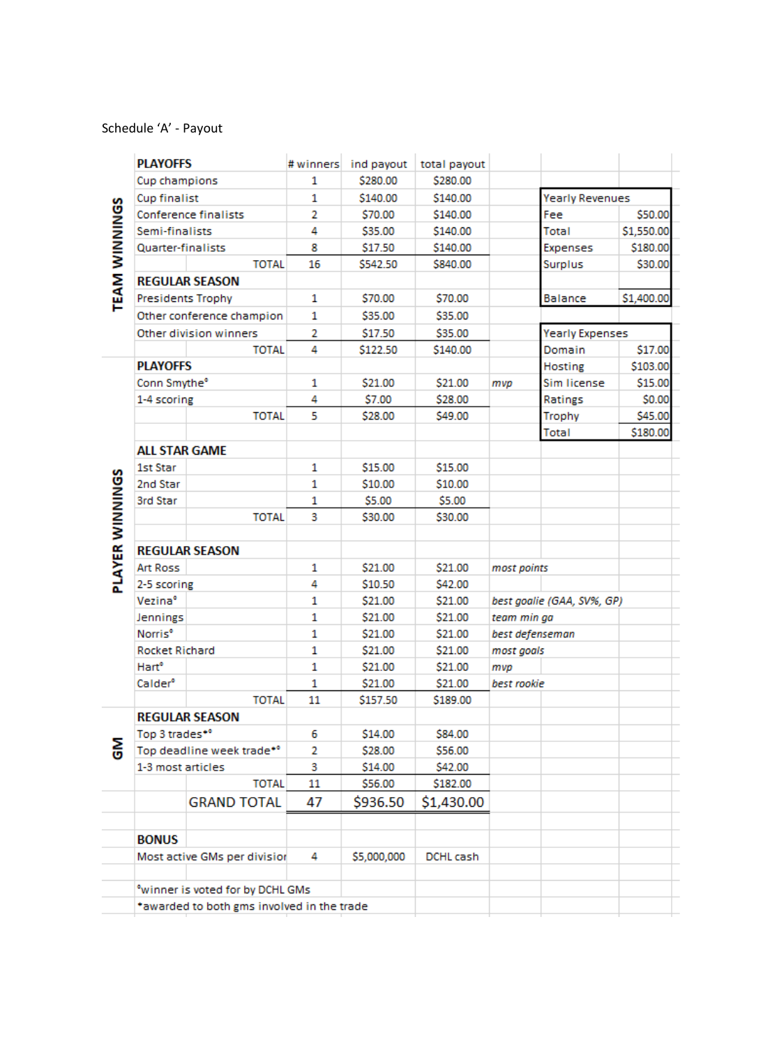Schedule 'A' - Payout

| | | # winners | ind payout | total payout | |
|---|---|---|---|---|---|
| TEAM WINNINGS | **PLAYOFFS** | | | | |
| | Cup champions | 1 | $280.00 | $280.00 | |
| | Cup finalist | 1 | $140.00 | $140.00 | |
| | Conference finalists | 2 | $70.00 | $140.00 | |
| | Semi-finalists | 4 | $35.00 | $140.00 | |
| | Quarter-finalists | 8 | $17.50 | $140.00 | |
| | TOTAL | 16 | $542.50 | $840.00 | |
| | **REGULAR SEASON** | | | | |
| | Presidents Trophy | 1 | $70.00 | $70.00 | |
| | Other conference champion | 1 | $35.00 | $35.00 | |
| | Other division winners | 2 | $17.50 | $35.00 | |
| | TOTAL | 4 | $122.50 | $140.00 | |
| PLAYER WINNINGS | **PLAYOFFS** | | | | |
| | Conn Smythe° | 1 | $21.00 | $21.00 | *mvp* |
| | 1-4 scoring | 4 | $7.00 | $28.00 | |
| | TOTAL | 5 | $28.00 | $49.00 | |
| | **ALL STAR GAME** | | | | |
| | 1st Star | 1 | $15.00 | $15.00 | |
| | 2nd Star | 1 | $10.00 | $10.00 | |
| | 3rd Star | 1 | $5.00 | $5.00 | |
| | TOTAL | 3 | $30.00 | $30.00 | |
| | **REGULAR SEASON** | | | | |
| | Art Ross | 1 | $21.00 | $21.00 | *most points* |
| | 2-5 scoring | 4 | $10.50 | $42.00 | |
| | Vezina° | 1 | $21.00 | $21.00 | *best goalie (GAA, SV%, GP)* |
| | Jennings | 1 | $21.00 | $21.00 | *team min ga* |
| | Norris° | 1 | $21.00 | $21.00 | *best defenseman* |
| | Rocket Richard | 1 | $21.00 | $21.00 | *most goals* |
| | Hart° | 1 | $21.00 | $21.00 | *mvp* |
| | Calder° | 1 | $21.00 | $21.00 | *best rookie* |
| | TOTAL | 11 | $157.50 | $189.00 | |
| GM | **REGULAR SEASON** | | | | |
| | Top 3 trades•° | 6 | $14.00 | $84.00 | |
| | Top deadline week trade•° | 2 | $28.00 | $56.00 | |
| | 1-3 most articles | 3 | $14.00 | $42.00 | |
| | TOTAL | 11 | $56.00 | $182.00 | |
| | GRAND TOTAL | 47 | $936.50 | $1,430.00 | |
| | **BONUS** | | | | |
| | Most active GMs per divisior | 4 | $5,000,000 | DCHL cash | |

°winner is voted for by DCHL GMs

•awarded to both gms involved in the trade

| Yearly Revenues | |
|---|---|
| Fee | $50.00 |
| Total | $1,550.00 |
| Expenses | $180.00 |
| Surplus | $30.00 |
| Balance | $1,400.00 |

| Yearly Expenses | |
|---|---|
| Domain | $17.00 |
| Hosting | $103.00 |
| Sim license | $15.00 |
| Ratings | $0.00 |
| Trophy | $45.00 |
| Total | $180.00 |